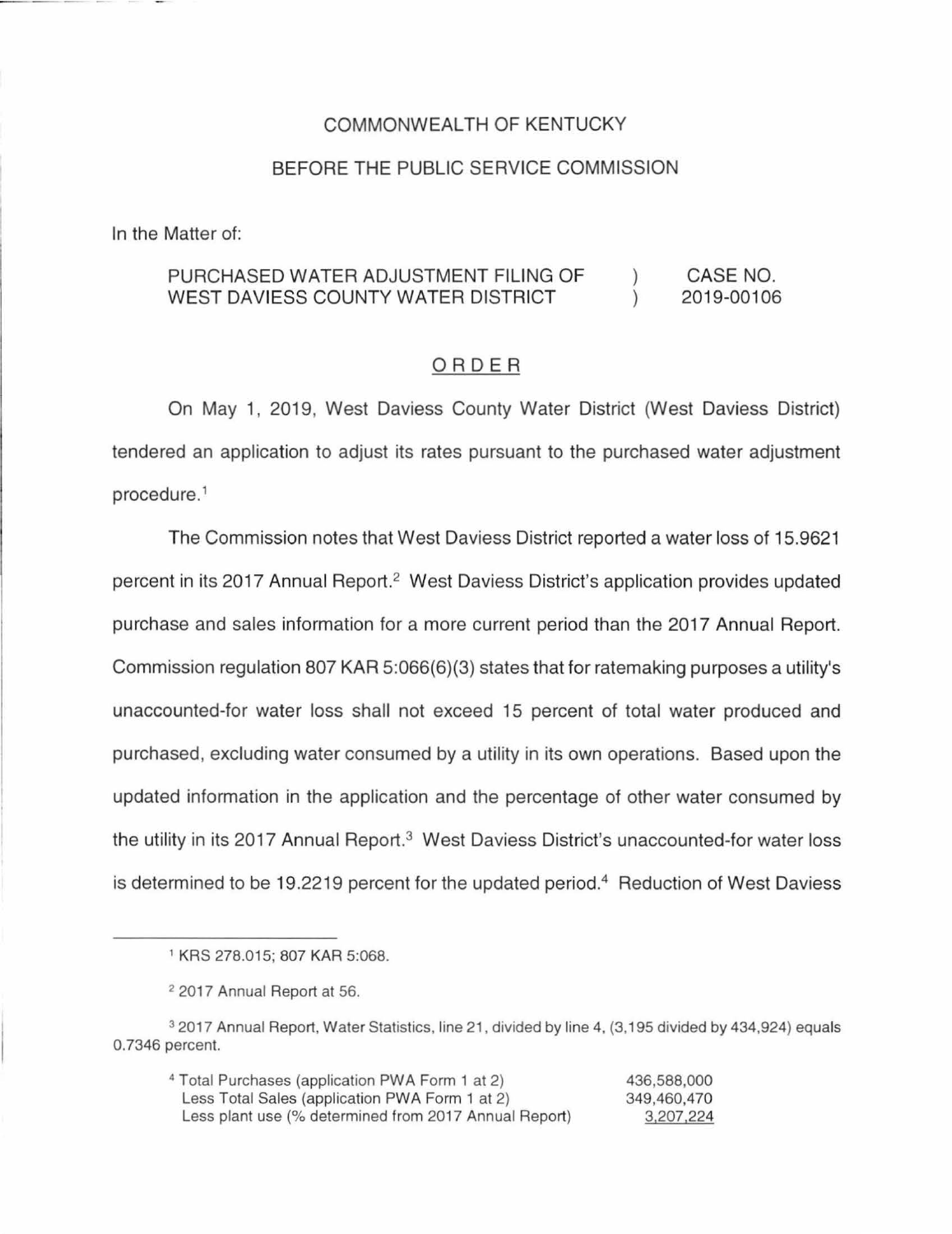COMMONWEALTH OF KENTUCKY

BEFORE THE PUBLIC SERVICE COMMISSION

In the Matter of:

| | | |
|---|---|---|
| PURCHASED WATER ADJUSTMENT FILING OF WEST DAVIESS COUNTY WATER DISTRICT | ) ) | CASE NO. 2019-00106 |

## ORDER

On May 1, 2019, West Daviess County Water District (West Daviess District) tendered an application to adjust its rates pursuant to the purchased water adjustment procedure.[1]

The Commission notes that West Daviess District reported a water loss of 15.9621 percent in its 2017 Annual Report.[2] West Daviess District's application provides updated purchase and sales information for a more current period than the 2017 Annual Report. Commission regulation 807 KAR 5:066(6)(3) states that for ratemaking purposes a utility's unaccounted-for water loss shall not exceed 15 percent of total water produced and purchased, excluding water consumed by a utility in its own operations. Based upon the updated information in the application and the percentage of other water consumed by the utility in its 2017 Annual Report.[3] West Daviess District's unaccounted-for water loss is determined to be 19.2219 percent for the updated period.[4] Reduction of West Daviess

---

[1] KRS 278.015; 807 KAR 5:068.

[2] 2017 Annual Report at 56.

[3] 2017 Annual Report, Water Statistics, line 21, divided by line 4, (3,195 divided by 434,924) equals 0.7346 percent.

[4]

| | |
|---|---|
| Total Purchases (application PWA Form 1 at 2) | 436,588,000 |
| Less Total Sales (application PWA Form 1 at 2) | 349,460,470 |
| Less plant use (% determined from 2017 Annual Report) | 3,207,224 |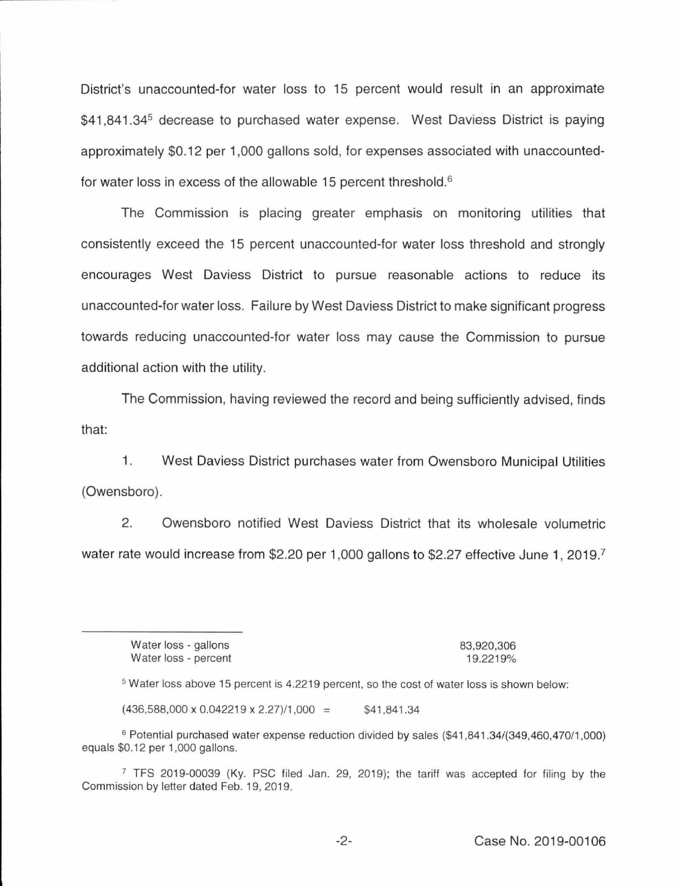District's unaccounted-for water loss to 15 percent would result in an approximate \$41,841.34[5] decrease to purchased water expense. West Daviess District is paying approximately \$0.12 per 1,000 gallons sold, for expenses associated with unaccounted-for water loss in excess of the allowable 15 percent threshold.[6]

The Commission is placing greater emphasis on monitoring utilities that consistently exceed the 15 percent unaccounted-for water loss threshold and strongly encourages West Daviess District to pursue reasonable actions to reduce its unaccounted-for water loss. Failure by West Daviess District to make significant progress towards reducing unaccounted-for water loss may cause the Commission to pursue additional action with the utility.

The Commission, having reviewed the record and being sufficiently advised, finds that:

1. West Daviess District purchases water from Owensboro Municipal Utilities (Owensboro).

2. Owensboro notified West Daviess District that its wholesale volumetric water rate would increase from \$2.20 per 1,000 gallons to \$2.27 effective June 1, 2019.[7]

---

| | |
|---|---|
| Water loss - gallons | 83,920,306 |
| Water loss - percent | 19.2219% |

[5] Water loss above 15 percent is 4.2219 percent, so the cost of water loss is shown below:

(436,588,000 x 0.042219 x 2.27)/1,000 = \$41,841.34

[6] Potential purchased water expense reduction divided by sales (\$41,841.34/(349,460,470/1,000) equals \$0.12 per 1,000 gallons.

[7] TFS 2019-00039 (Ky. PSC filed Jan. 29, 2019); the tariff was accepted for filing by the Commission by letter dated Feb. 19, 2019.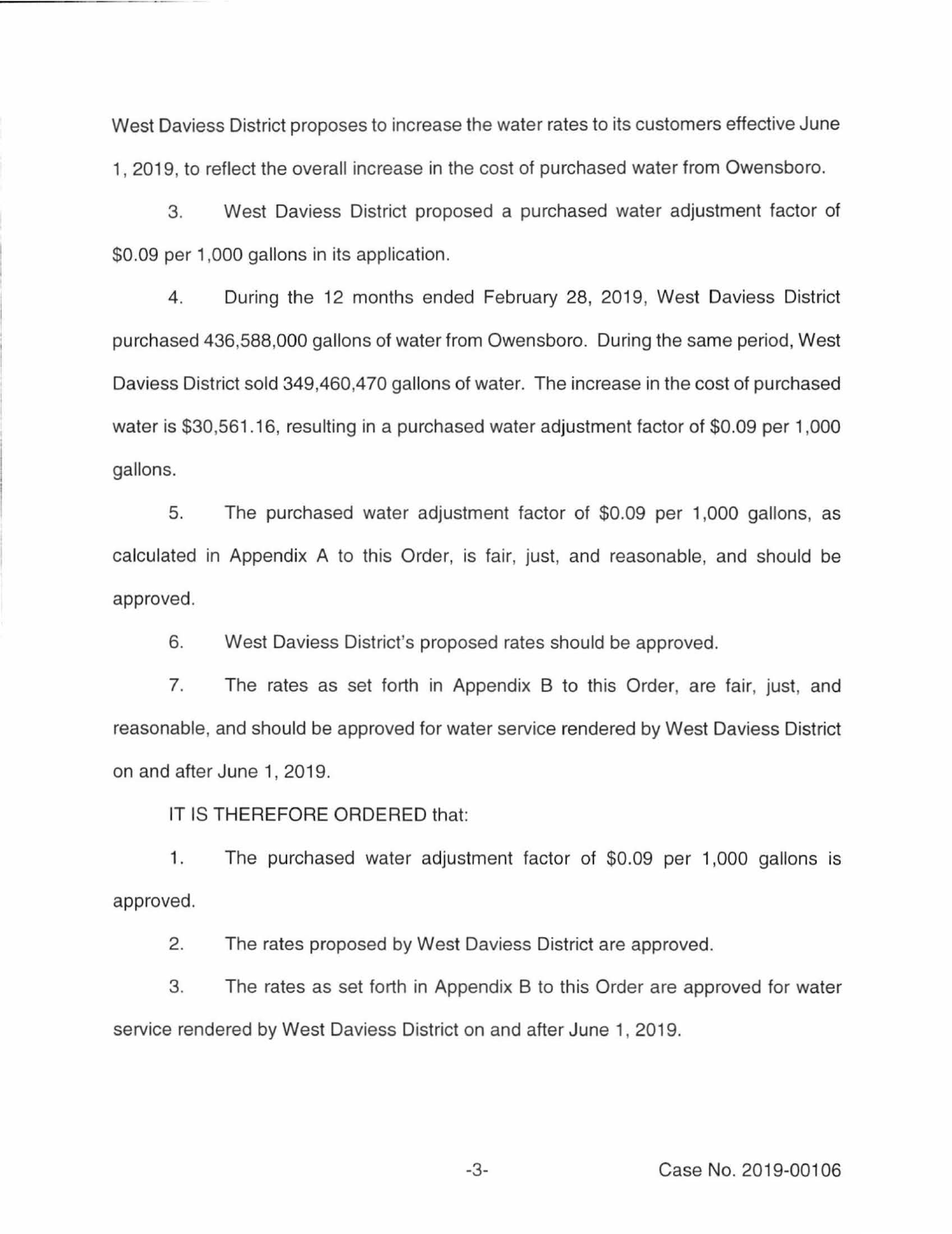West Daviess District proposes to increase the water rates to its customers effective June 1, 2019, to reflect the overall increase in the cost of purchased water from Owensboro.

3. West Daviess District proposed a purchased water adjustment factor of $0.09 per 1,000 gallons in its application.

4. During the 12 months ended February 28, 2019, West Daviess District purchased 436,588,000 gallons of water from Owensboro. During the same period, West Daviess District sold 349,460,470 gallons of water. The increase in the cost of purchased water is $30,561.16, resulting in a purchased water adjustment factor of $0.09 per 1,000 gallons.

5. The purchased water adjustment factor of $0.09 per 1,000 gallons, as calculated in Appendix A to this Order, is fair, just, and reasonable, and should be approved.

6. West Daviess District's proposed rates should be approved.

7. The rates as set forth in Appendix B to this Order, are fair, just, and reasonable, and should be approved for water service rendered by West Daviess District on and after June 1, 2019.

IT IS THEREFORE ORDERED that:

1. The purchased water adjustment factor of $0.09 per 1,000 gallons is approved.

2. The rates proposed by West Daviess District are approved.

3. The rates as set forth in Appendix B to this Order are approved for water service rendered by West Daviess District on and after June 1, 2019.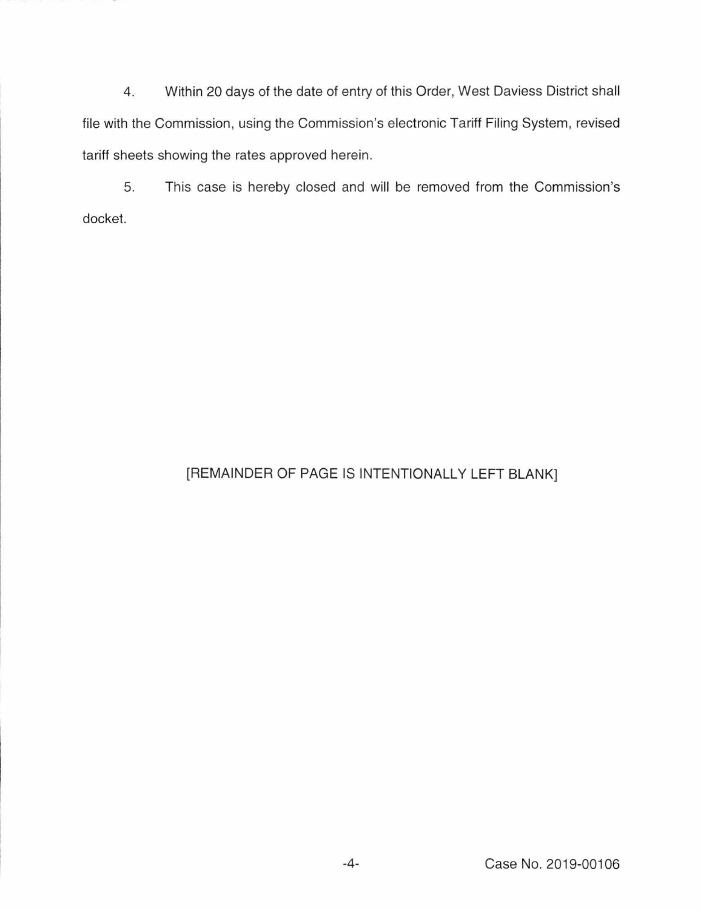4. Within 20 days of the date of entry of this Order, West Daviess District shall file with the Commission, using the Commission's electronic Tariff Filing System, revised tariff sheets showing the rates approved herein.

5. This case is hereby closed and will be removed from the Commission's docket.

[REMAINDER OF PAGE IS INTENTIONALLY LEFT BLANK]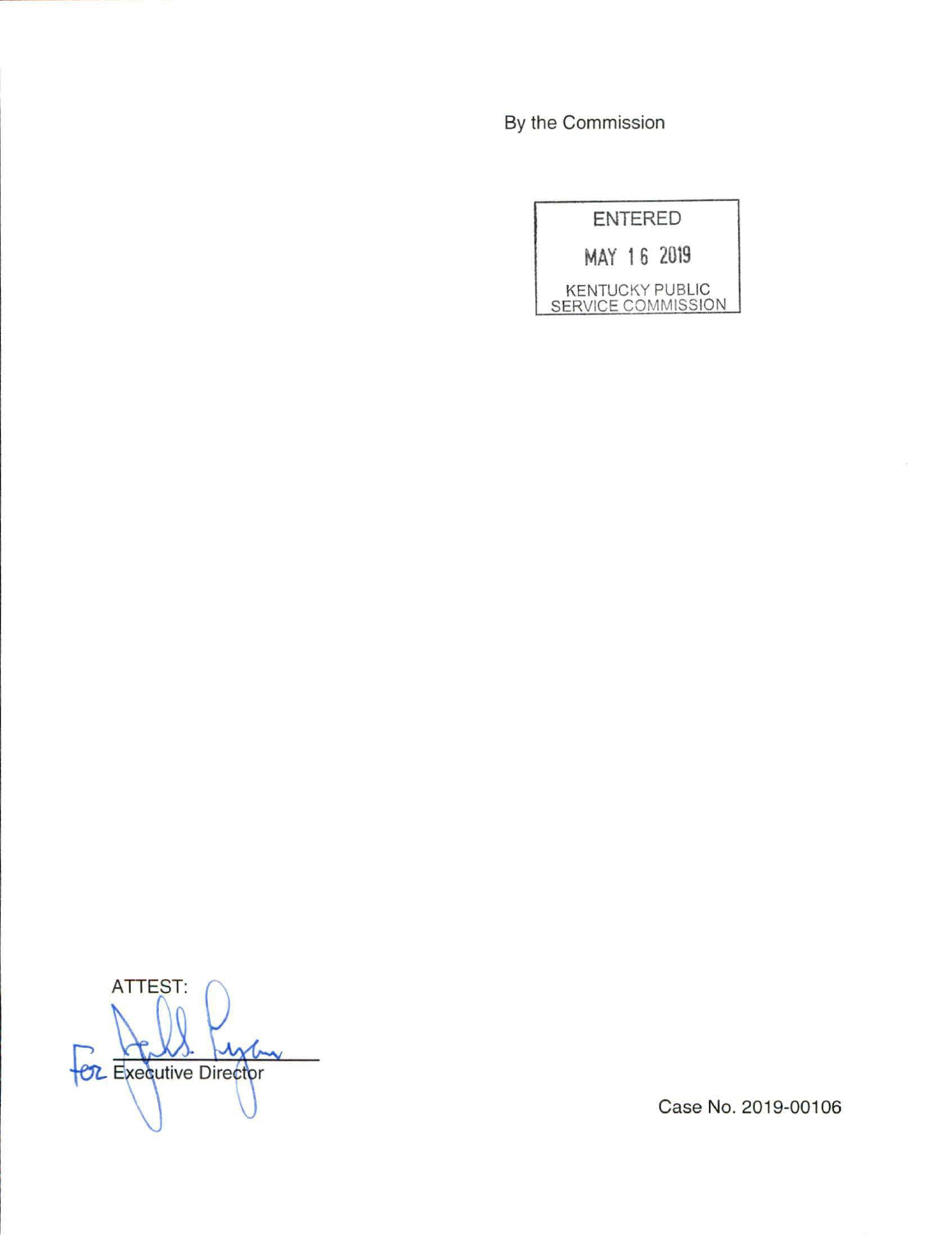By the Commission

ENTERED

MAY 16 2019

KENTUCKY PUBLIC SERVICE COMMISSION

ATTEST:

for Executive Director

Case No. 2019-00106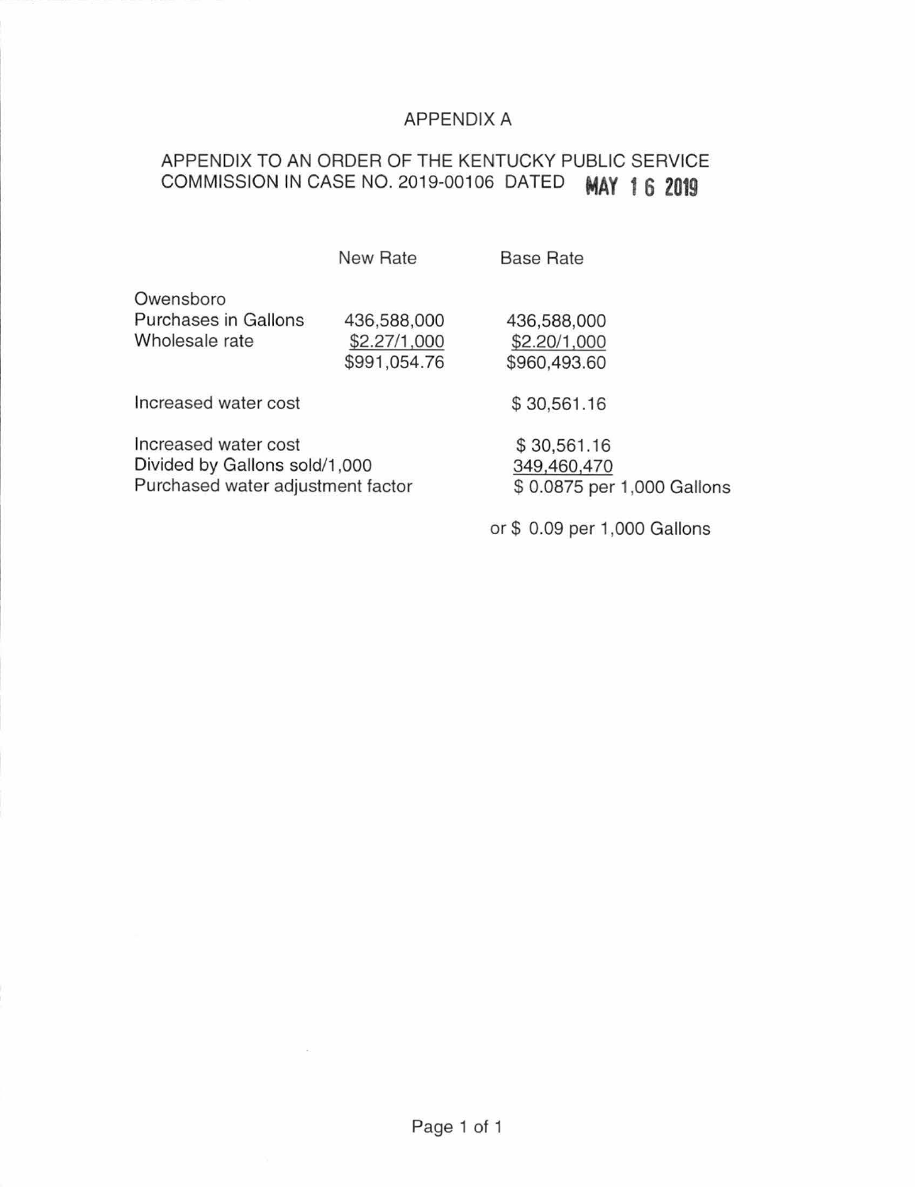# APPENDIX A

APPENDIX TO AN ORDER OF THE KENTUCKY PUBLIC SERVICE COMMISSION IN CASE NO. 2019-00106 DATED MAY 16 2019

| | New Rate | Base Rate |
|---|---|---|
| Owensboro | | |
| Purchases in Gallons | 436,588,000 | 436,588,000 |
| Wholesale rate | $2.27/1,000 | $2.20/1,000 |
| | $991,054.76 | $960,493.60 |
| | | |
| Increased water cost | | $ 30,561.16 |
| | | |
| Increased water cost | | $ 30,561.16 |
| Divided by Gallons sold/1,000 | | 349,460,470 |
| Purchased water adjustment factor | | $ 0.0875 per 1,000 Gallons |
| | | or $ 0.09 per 1,000 Gallons |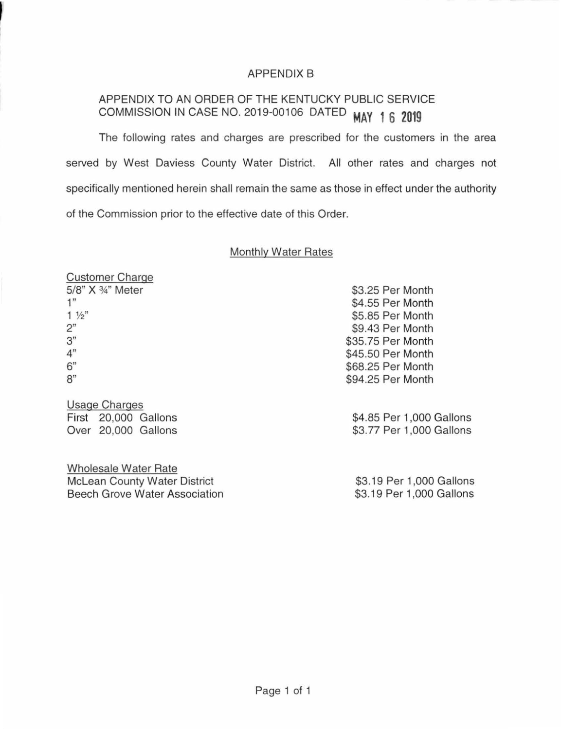# APPENDIX B

## APPENDIX TO AN ORDER OF THE KENTUCKY PUBLIC SERVICE COMMISSION IN CASE NO. 2019-00106 DATED MAY 16 2019

The following rates and charges are prescribed for the customers in the area served by West Daviess County Water District. All other rates and charges not specifically mentioned herein shall remain the same as those in effect under the authority of the Commission prior to the effective date of this Order.

### Monthly Water Rates

**Customer Charge**

| | |
|---|---|
| 5/8" X ¾" Meter | $3.25 Per Month |
| 1" | $4.55 Per Month |
| 1 ½" | $5.85 Per Month |
| 2" | $9.43 Per Month |
| 3" | $35.75 Per Month |
| 4" | $45.50 Per Month |
| 6" | $68.25 Per Month |
| 8" | $94.25 Per Month |

**Usage Charges**

| | |
|---|---|
| First 20,000 Gallons | $4.85 Per 1,000 Gallons |
| Over 20,000 Gallons | $3.77 Per 1,000 Gallons |

**Wholesale Water Rate**

| | |
|---|---|
| McLean County Water District | $3.19 Per 1,000 Gallons |
| Beech Grove Water Association | $3.19 Per 1,000 Gallons |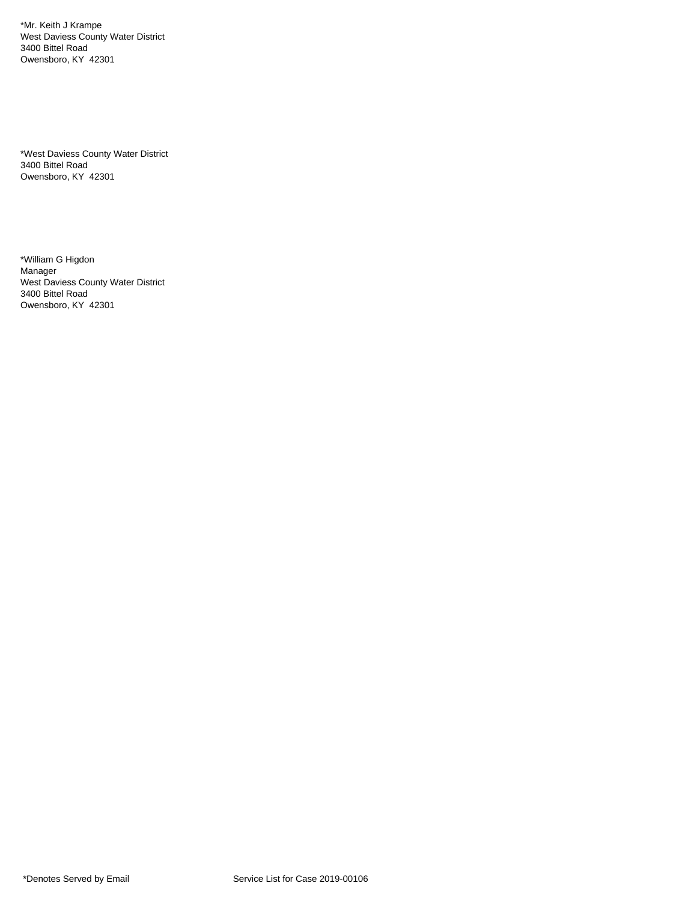*Mr. Keith J Krampe
West Daviess County Water District
3400 Bittel Road
Owensboro, KY  42301

*West Daviess County Water District
3400 Bittel Road
Owensboro, KY  42301

*William G Higdon
Manager
West Daviess County Water District
3400 Bittel Road
Owensboro, KY  42301